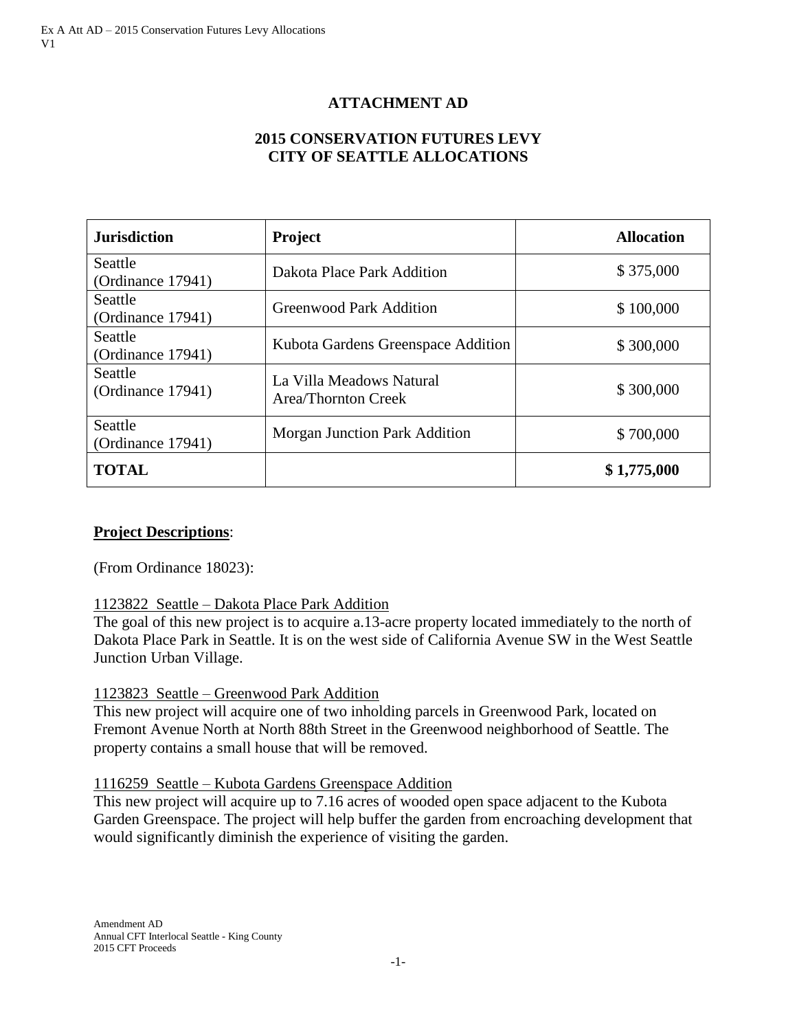# ATTACHMENT AD

## 2015 CONSERVATION FUTURES LEVY CITY OF SEATTLE ALLOCATIONS

| Jurisdiction | Project | Allocation |
|---|---|---|
| Seattle (Ordinance 17941) | Dakota Place Park Addition | $ 375,000 |
| Seattle (Ordinance 17941) | Greenwood Park Addition | $ 100,000 |
| Seattle (Ordinance 17941) | Kubota Gardens Greenspace Addition | $ 300,000 |
| Seattle (Ordinance 17941) | La Villa Meadows Natural Area/Thornton Creek | $ 300,000 |
| Seattle (Ordinance 17941) | Morgan Junction Park Addition | $ 700,000 |
| **TOTAL** | | **$ 1,775,000** |

**Project Descriptions**:

(From Ordinance 18023):

1123822 Seattle – Dakota Place Park Addition
The goal of this new project is to acquire a.13-acre property located immediately to the north of Dakota Place Park in Seattle. It is on the west side of California Avenue SW in the West Seattle Junction Urban Village.

1123823 Seattle – Greenwood Park Addition
This new project will acquire one of two inholding parcels in Greenwood Park, located on Fremont Avenue North at North 88th Street in the Greenwood neighborhood of Seattle. The property contains a small house that will be removed.

1116259 Seattle – Kubota Gardens Greenspace Addition
This new project will acquire up to 7.16 acres of wooded open space adjacent to the Kubota Garden Greenspace. The project will help buffer the garden from encroaching development that would significantly diminish the experience of visiting the garden.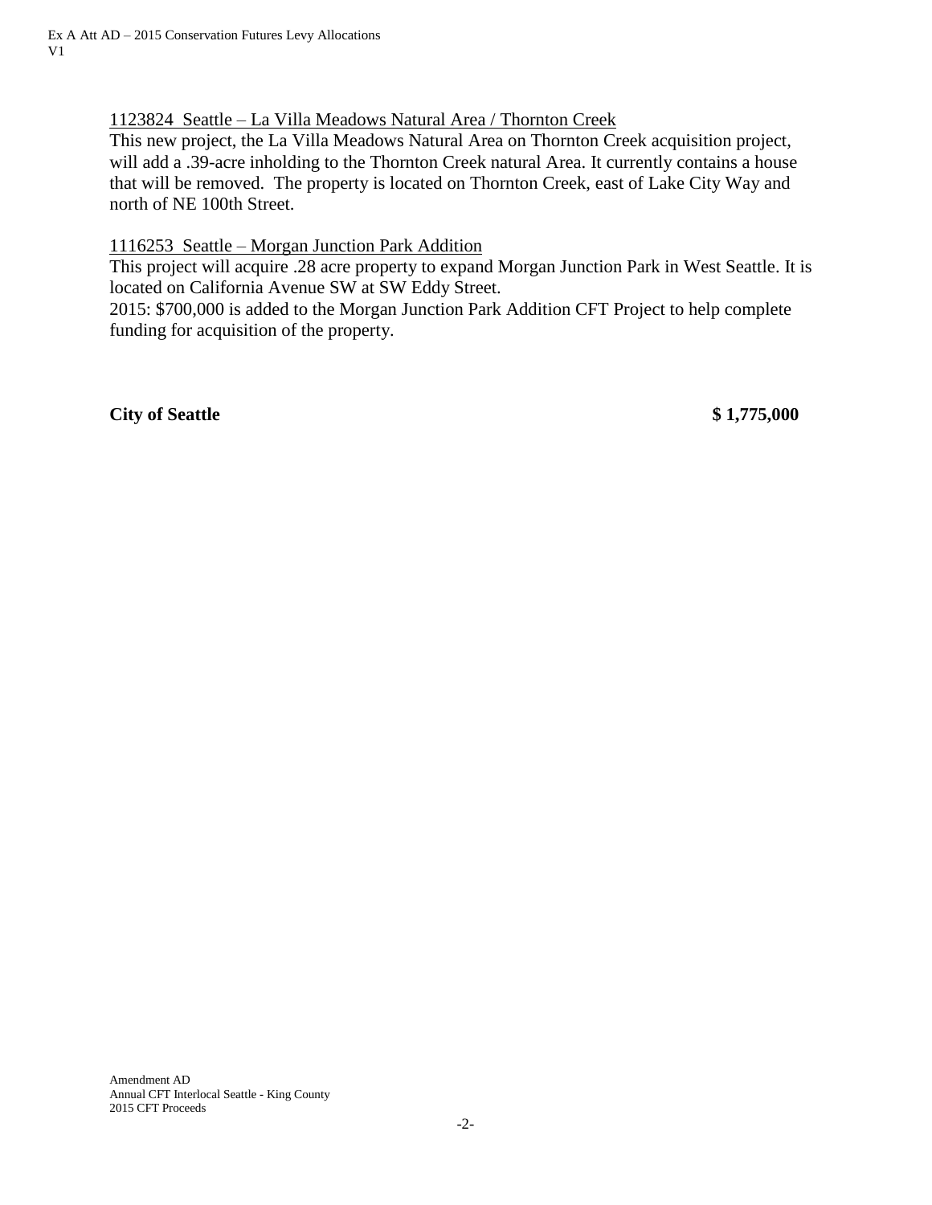<u>1123824 Seattle – La Villa Meadows Natural Area / Thornton Creek</u>

This new project, the La Villa Meadows Natural Area on Thornton Creek acquisition project, will add a .39-acre inholding to the Thornton Creek natural Area. It currently contains a house that will be removed. The property is located on Thornton Creek, east of Lake City Way and north of NE 100th Street.

<u>1116253 Seattle – Morgan Junction Park Addition</u>

This project will acquire .28 acre property to expand Morgan Junction Park in West Seattle. It is located on California Avenue SW at SW Eddy Street.
2015: $700,000 is added to the Morgan Junction Park Addition CFT Project to help complete funding for acquisition of the property.

**City of Seattle** **$ 1,775,000**